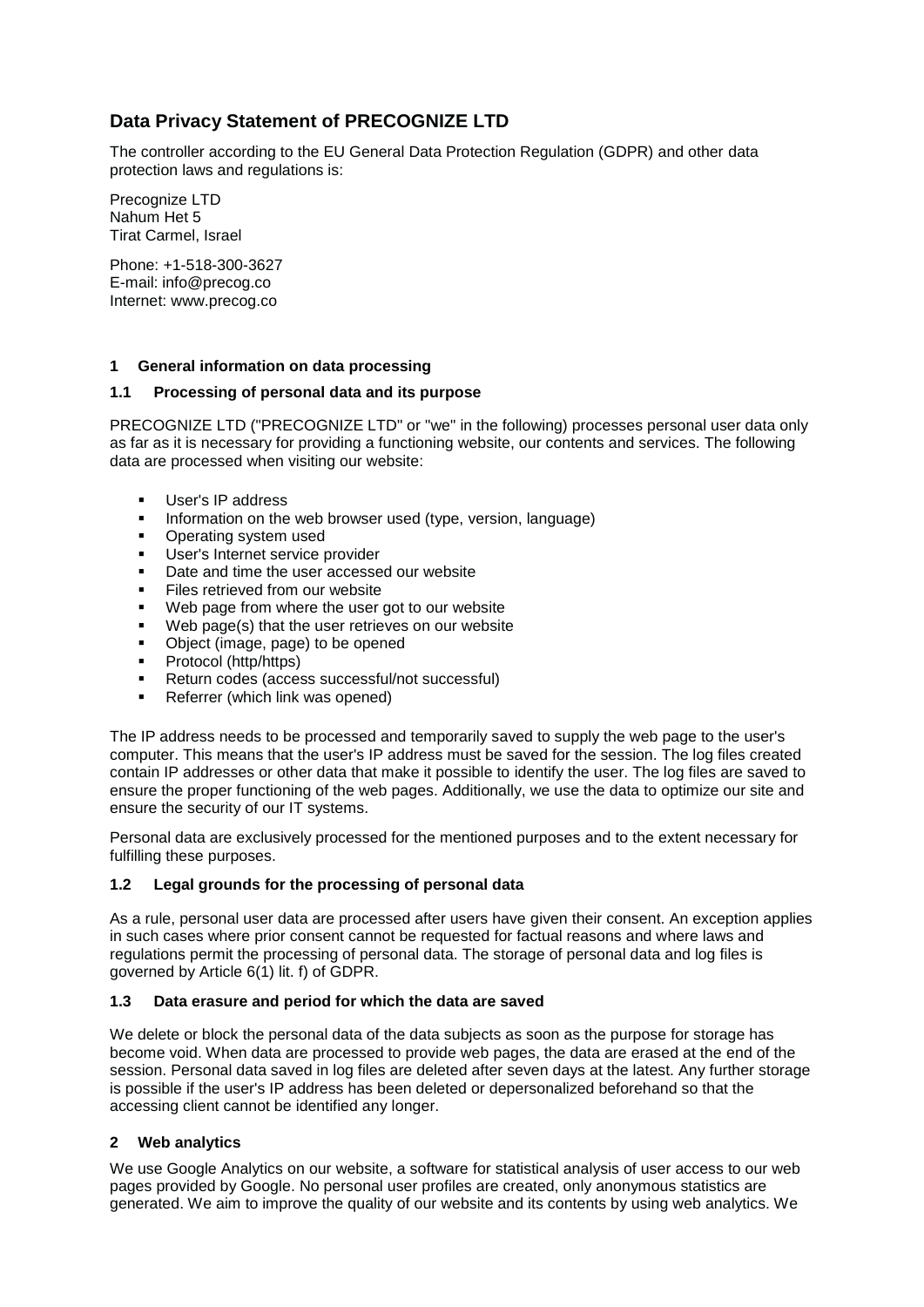# Data Privacy Statement of PRECOGNIZE LTD

The controller according to the EU General Data Protection Regulation (GDPR) and other data protection laws and regulations is:

Precognize LTD
Nahum Het 5
Tirat Carmel, Israel

Phone: +1-518-300-3627
E-mail: info@precog.co
Internet: www.precog.co

## 1 General information on data processing

### 1.1 Processing of personal data and its purpose

PRECOGNIZE LTD ("PRECOGNIZE LTD" or "we" in the following) processes personal user data only as far as it is necessary for providing a functioning website, our contents and services. The following data are processed when visiting our website:

- User's IP address
- Information on the web browser used (type, version, language)
- Operating system used
- User's Internet service provider
- Date and time the user accessed our website
- Files retrieved from our website
- Web page from where the user got to our website
- Web page(s) that the user retrieves on our website
- Object (image, page) to be opened
- Protocol (http/https)
- Return codes (access successful/not successful)
- Referrer (which link was opened)

The IP address needs to be processed and temporarily saved to supply the web page to the user's computer. This means that the user's IP address must be saved for the session. The log files created contain IP addresses or other data that make it possible to identify the user. The log files are saved to ensure the proper functioning of the web pages. Additionally, we use the data to optimize our site and ensure the security of our IT systems.

Personal data are exclusively processed for the mentioned purposes and to the extent necessary for fulfilling these purposes.

### 1.2 Legal grounds for the processing of personal data

As a rule, personal user data are processed after users have given their consent. An exception applies in such cases where prior consent cannot be requested for factual reasons and where laws and regulations permit the processing of personal data. The storage of personal data and log files is governed by Article 6(1) lit. f) of GDPR.

### 1.3 Data erasure and period for which the data are saved

We delete or block the personal data of the data subjects as soon as the purpose for storage has become void. When data are processed to provide web pages, the data are erased at the end of the session. Personal data saved in log files are deleted after seven days at the latest. Any further storage is possible if the user's IP address has been deleted or depersonalized beforehand so that the accessing client cannot be identified any longer.

## 2 Web analytics

We use Google Analytics on our website, a software for statistical analysis of user access to our web pages provided by Google. No personal user profiles are created, only anonymous statistics are generated. We aim to improve the quality of our website and its contents by using web analytics. We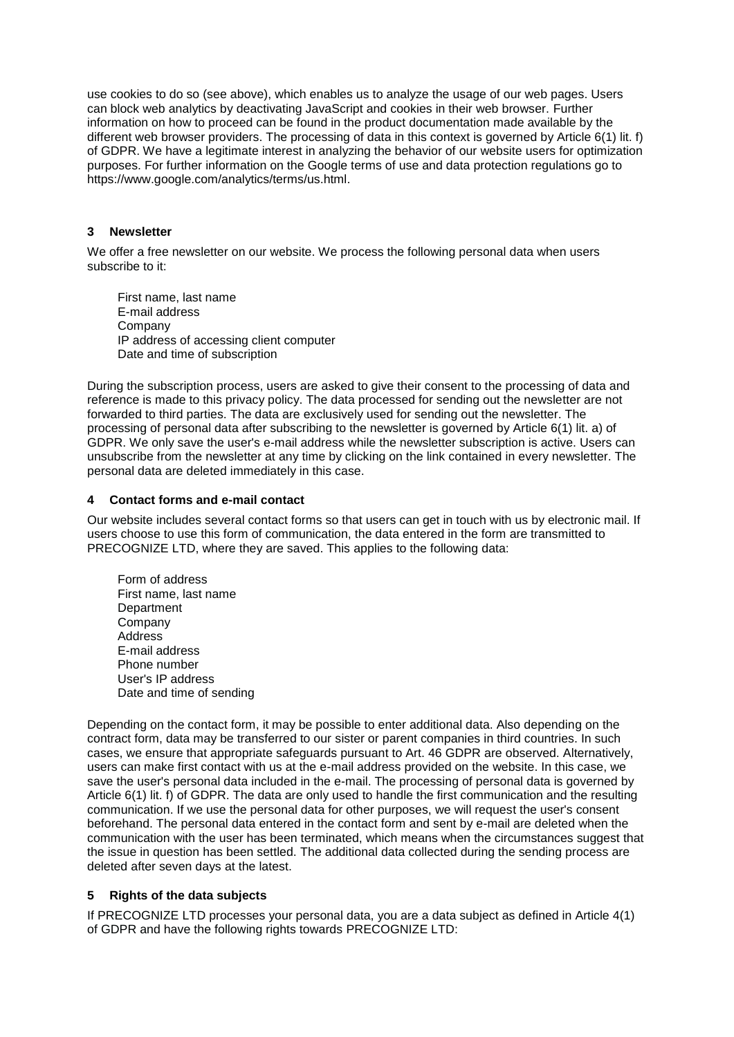use cookies to do so (see above), which enables us to analyze the usage of our web pages. Users can block web analytics by deactivating JavaScript and cookies in their web browser. Further information on how to proceed can be found in the product documentation made available by the different web browser providers. The processing of data in this context is governed by Article 6(1) lit. f) of GDPR. We have a legitimate interest in analyzing the behavior of our website users for optimization purposes. For further information on the Google terms of use and data protection regulations go to https://www.google.com/analytics/terms/us.html.

## 3 Newsletter

We offer a free newsletter on our website. We process the following personal data when users subscribe to it:

- First name, last name
- E-mail address
- Company
- IP address of accessing client computer
- Date and time of subscription

During the subscription process, users are asked to give their consent to the processing of data and reference is made to this privacy policy. The data processed for sending out the newsletter are not forwarded to third parties. The data are exclusively used for sending out the newsletter. The processing of personal data after subscribing to the newsletter is governed by Article 6(1) lit. a) of GDPR. We only save the user's e-mail address while the newsletter subscription is active. Users can unsubscribe from the newsletter at any time by clicking on the link contained in every newsletter. The personal data are deleted immediately in this case.

## 4 Contact forms and e-mail contact

Our website includes several contact forms so that users can get in touch with us by electronic mail. If users choose to use this form of communication, the data entered in the form are transmitted to PRECOGNIZE LTD, where they are saved. This applies to the following data:

- Form of address
- First name, last name
- Department
- Company
- Address
- E-mail address
- Phone number
- User's IP address
- Date and time of sending

Depending on the contact form, it may be possible to enter additional data. Also depending on the contract form, data may be transferred to our sister or parent companies in third countries. In such cases, we ensure that appropriate safeguards pursuant to Art. 46 GDPR are observed. Alternatively, users can make first contact with us at the e-mail address provided on the website. In this case, we save the user's personal data included in the e-mail. The processing of personal data is governed by Article 6(1) lit. f) of GDPR. The data are only used to handle the first communication and the resulting communication. If we use the personal data for other purposes, we will request the user's consent beforehand. The personal data entered in the contact form and sent by e-mail are deleted when the communication with the user has been terminated, which means when the circumstances suggest that the issue in question has been settled. The additional data collected during the sending process are deleted after seven days at the latest.

## 5 Rights of the data subjects

If PRECOGNIZE LTD processes your personal data, you are a data subject as defined in Article 4(1) of GDPR and have the following rights towards PRECOGNIZE LTD: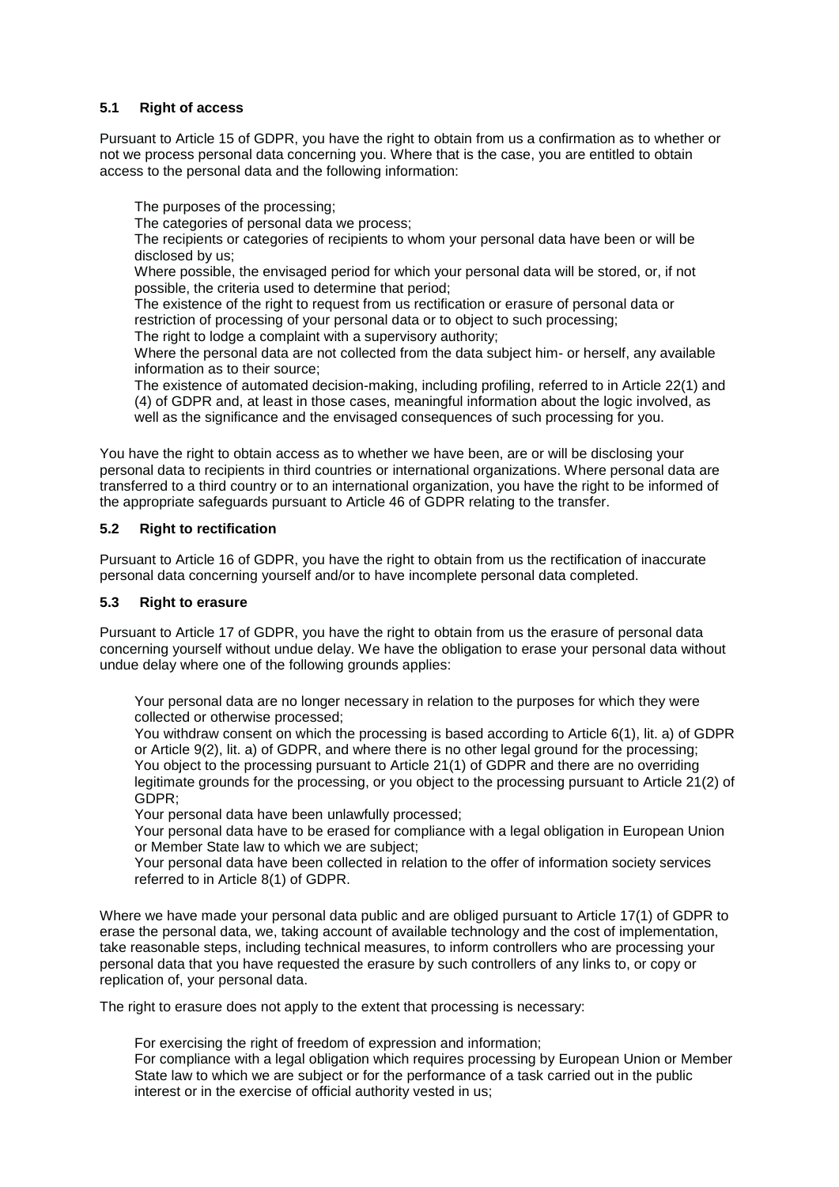### 5.1 Right of access

Pursuant to Article 15 of GDPR, you have the right to obtain from us a confirmation as to whether or not we process personal data concerning you. Where that is the case, you are entitled to obtain access to the personal data and the following information:

- The purposes of the processing;
- The categories of personal data we process;
- The recipients or categories of recipients to whom your personal data have been or will be disclosed by us;
- Where possible, the envisaged period for which your personal data will be stored, or, if not possible, the criteria used to determine that period;
- The existence of the right to request from us rectification or erasure of personal data or restriction of processing of your personal data or to object to such processing;
- The right to lodge a complaint with a supervisory authority;
- Where the personal data are not collected from the data subject him- or herself, any available information as to their source;
- The existence of automated decision-making, including profiling, referred to in Article 22(1) and (4) of GDPR and, at least in those cases, meaningful information about the logic involved, as well as the significance and the envisaged consequences of such processing for you.

You have the right to obtain access as to whether we have been, are or will be disclosing your personal data to recipients in third countries or international organizations. Where personal data are transferred to a third country or to an international organization, you have the right to be informed of the appropriate safeguards pursuant to Article 46 of GDPR relating to the transfer.

### 5.2 Right to rectification

Pursuant to Article 16 of GDPR, you have the right to obtain from us the rectification of inaccurate personal data concerning yourself and/or to have incomplete personal data completed.

### 5.3 Right to erasure

Pursuant to Article 17 of GDPR, you have the right to obtain from us the erasure of personal data concerning yourself without undue delay. We have the obligation to erase your personal data without undue delay where one of the following grounds applies:

- Your personal data are no longer necessary in relation to the purposes for which they were collected or otherwise processed;
- You withdraw consent on which the processing is based according to Article 6(1), lit. a) of GDPR or Article 9(2), lit. a) of GDPR, and where there is no other legal ground for the processing;
- You object to the processing pursuant to Article 21(1) of GDPR and there are no overriding legitimate grounds for the processing, or you object to the processing pursuant to Article 21(2) of GDPR;
- Your personal data have been unlawfully processed;
- Your personal data have to be erased for compliance with a legal obligation in European Union or Member State law to which we are subject;
- Your personal data have been collected in relation to the offer of information society services referred to in Article 8(1) of GDPR.

Where we have made your personal data public and are obliged pursuant to Article 17(1) of GDPR to erase the personal data, we, taking account of available technology and the cost of implementation, take reasonable steps, including technical measures, to inform controllers who are processing your personal data that you have requested the erasure by such controllers of any links to, or copy or replication of, your personal data.

The right to erasure does not apply to the extent that processing is necessary:

- For exercising the right of freedom of expression and information;
- For compliance with a legal obligation which requires processing by European Union or Member State law to which we are subject or for the performance of a task carried out in the public interest or in the exercise of official authority vested in us;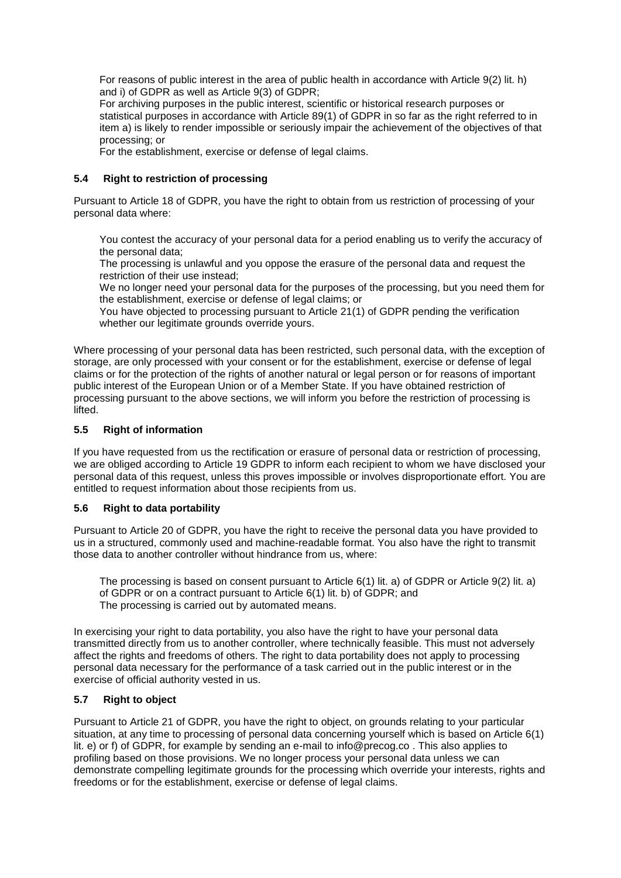For reasons of public interest in the area of public health in accordance with Article 9(2) lit. h) and i) of GDPR as well as Article 9(3) of GDPR;

For archiving purposes in the public interest, scientific or historical research purposes or statistical purposes in accordance with Article 89(1) of GDPR in so far as the right referred to in item a) is likely to render impossible or seriously impair the achievement of the objectives of that processing; or

For the establishment, exercise or defense of legal claims.

### 5.4 Right to restriction of processing

Pursuant to Article 18 of GDPR, you have the right to obtain from us restriction of processing of your personal data where:

You contest the accuracy of your personal data for a period enabling us to verify the accuracy of the personal data;

The processing is unlawful and you oppose the erasure of the personal data and request the restriction of their use instead;

We no longer need your personal data for the purposes of the processing, but you need them for the establishment, exercise or defense of legal claims; or

You have objected to processing pursuant to Article 21(1) of GDPR pending the verification whether our legitimate grounds override yours.

Where processing of your personal data has been restricted, such personal data, with the exception of storage, are only processed with your consent or for the establishment, exercise or defense of legal claims or for the protection of the rights of another natural or legal person or for reasons of important public interest of the European Union or of a Member State. If you have obtained restriction of processing pursuant to the above sections, we will inform you before the restriction of processing is lifted.

### 5.5 Right of information

If you have requested from us the rectification or erasure of personal data or restriction of processing, we are obliged according to Article 19 GDPR to inform each recipient to whom we have disclosed your personal data of this request, unless this proves impossible or involves disproportionate effort. You are entitled to request information about those recipients from us.

### 5.6 Right to data portability

Pursuant to Article 20 of GDPR, you have the right to receive the personal data you have provided to us in a structured, commonly used and machine-readable format. You also have the right to transmit those data to another controller without hindrance from us, where:

The processing is based on consent pursuant to Article 6(1) lit. a) of GDPR or Article 9(2) lit. a) of GDPR or on a contract pursuant to Article 6(1) lit. b) of GDPR; and

The processing is carried out by automated means.

In exercising your right to data portability, you also have the right to have your personal data transmitted directly from us to another controller, where technically feasible. This must not adversely affect the rights and freedoms of others. The right to data portability does not apply to processing personal data necessary for the performance of a task carried out in the public interest or in the exercise of official authority vested in us.

### 5.7 Right to object

Pursuant to Article 21 of GDPR, you have the right to object, on grounds relating to your particular situation, at any time to processing of personal data concerning yourself which is based on Article 6(1) lit. e) or f) of GDPR, for example by sending an e-mail to info@precog.co . This also applies to profiling based on those provisions. We no longer process your personal data unless we can demonstrate compelling legitimate grounds for the processing which override your interests, rights and freedoms or for the establishment, exercise or defense of legal claims.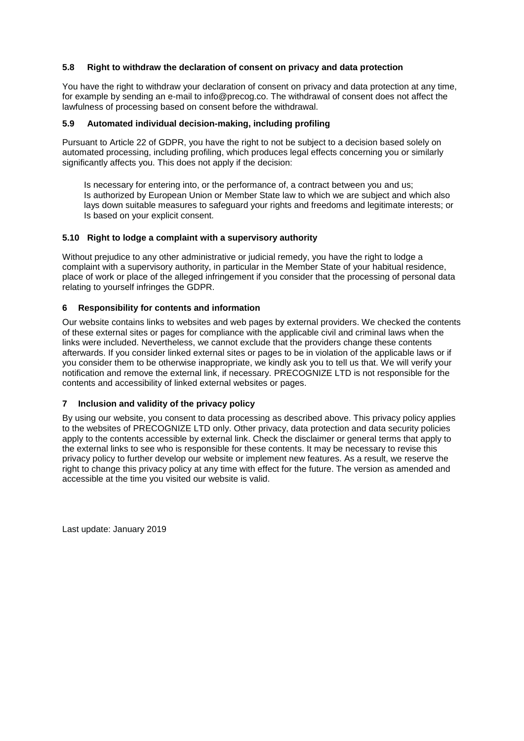### 5.8 Right to withdraw the declaration of consent on privacy and data protection

You have the right to withdraw your declaration of consent on privacy and data protection at any time, for example by sending an e-mail to info@precog.co. The withdrawal of consent does not affect the lawfulness of processing based on consent before the withdrawal.

### 5.9 Automated individual decision-making, including profiling

Pursuant to Article 22 of GDPR, you have the right to not be subject to a decision based solely on automated processing, including profiling, which produces legal effects concerning you or similarly significantly affects you. This does not apply if the decision:

- Is necessary for entering into, or the performance of, a contract between you and us;
- Is authorized by European Union or Member State law to which we are subject and which also lays down suitable measures to safeguard your rights and freedoms and legitimate interests; or
- Is based on your explicit consent.

### 5.10 Right to lodge a complaint with a supervisory authority

Without prejudice to any other administrative or judicial remedy, you have the right to lodge a complaint with a supervisory authority, in particular in the Member State of your habitual residence, place of work or place of the alleged infringement if you consider that the processing of personal data relating to yourself infringes the GDPR.

## 6 Responsibility for contents and information

Our website contains links to websites and web pages by external providers. We checked the contents of these external sites or pages for compliance with the applicable civil and criminal laws when the links were included. Nevertheless, we cannot exclude that the providers change these contents afterwards. If you consider linked external sites or pages to be in violation of the applicable laws or if you consider them to be otherwise inappropriate, we kindly ask you to tell us that. We will verify your notification and remove the external link, if necessary. PRECOGNIZE LTD is not responsible for the contents and accessibility of linked external websites or pages.

## 7 Inclusion and validity of the privacy policy

By using our website, you consent to data processing as described above. This privacy policy applies to the websites of PRECOGNIZE LTD only. Other privacy, data protection and data security policies apply to the contents accessible by external link. Check the disclaimer or general terms that apply to the external links to see who is responsible for these contents. It may be necessary to revise this privacy policy to further develop our website or implement new features. As a result, we reserve the right to change this privacy policy at any time with effect for the future. The version as amended and accessible at the time you visited our website is valid.

Last update: January 2019